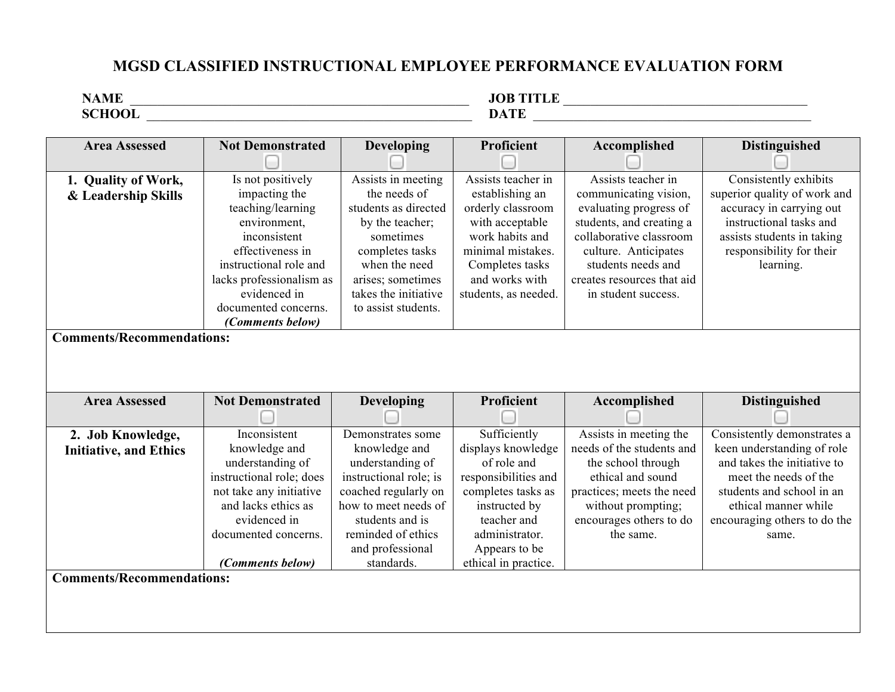# MGSD CLASSIFIED INSTRUCTIONAL EMPLOYEE PERFORMANCE EVALUATION FORM

**NAME** ______________________________ **JOB TITLE** ______________________________

**SCHOOL** ______________________________ **DATE** ______________________________

| Area Assessed | Not Demonstrated ☐ | Developing ☐ | Proficient ☐ | Accomplished ☐ | Distinguished ☐ |
|---|---|---|---|---|---|
| **1. Quality of Work, & Leadership Skills** | Is not positively impacting the teaching/learning environment, inconsistent effectiveness in instructional role and lacks professionalism as evidenced in documented concerns. ***(Comments below)*** | Assists in meeting the needs of students as directed by the teacher; sometimes completes tasks when the need arises; sometimes takes the initiative to assist students. | Assists teacher in establishing an orderly classroom with acceptable work habits and minimal mistakes. Completes tasks and works with students, as needed. | Assists teacher in communicating vision, evaluating progress of students, and creating a collaborative classroom culture. Anticipates students needs and creates resources that aid in student success. | Consistently exhibits superior quality of work and accuracy in carrying out instructional tasks and assists students in taking responsibility for their learning. |

**Comments/Recommendations:**

| Area Assessed | Not Demonstrated ☐ | Developing ☐ | Proficient ☐ | Accomplished ☐ | Distinguished ☐ |
|---|---|---|---|---|---|
| **2. Job Knowledge, Initiative, and Ethics** | Inconsistent knowledge and understanding of instructional role; does not take any initiative and lacks ethics as evidenced in documented concerns. ***(Comments below)*** | Demonstrates some knowledge and understanding of instructional role; is coached regularly on how to meet needs of students and is reminded of ethics and professional standards. | Sufficiently displays knowledge of role and responsibilities and completes tasks as instructed by teacher and administrator. Appears to be ethical in practice. | Assists in meeting the needs of the students and the school through ethical and sound practices; meets the need without prompting; encourages others to do the same. | Consistently demonstrates a keen understanding of role and takes the initiative to meet the needs of the students and school in an ethical manner while encouraging others to do the same. |

**Comments/Recommendations:**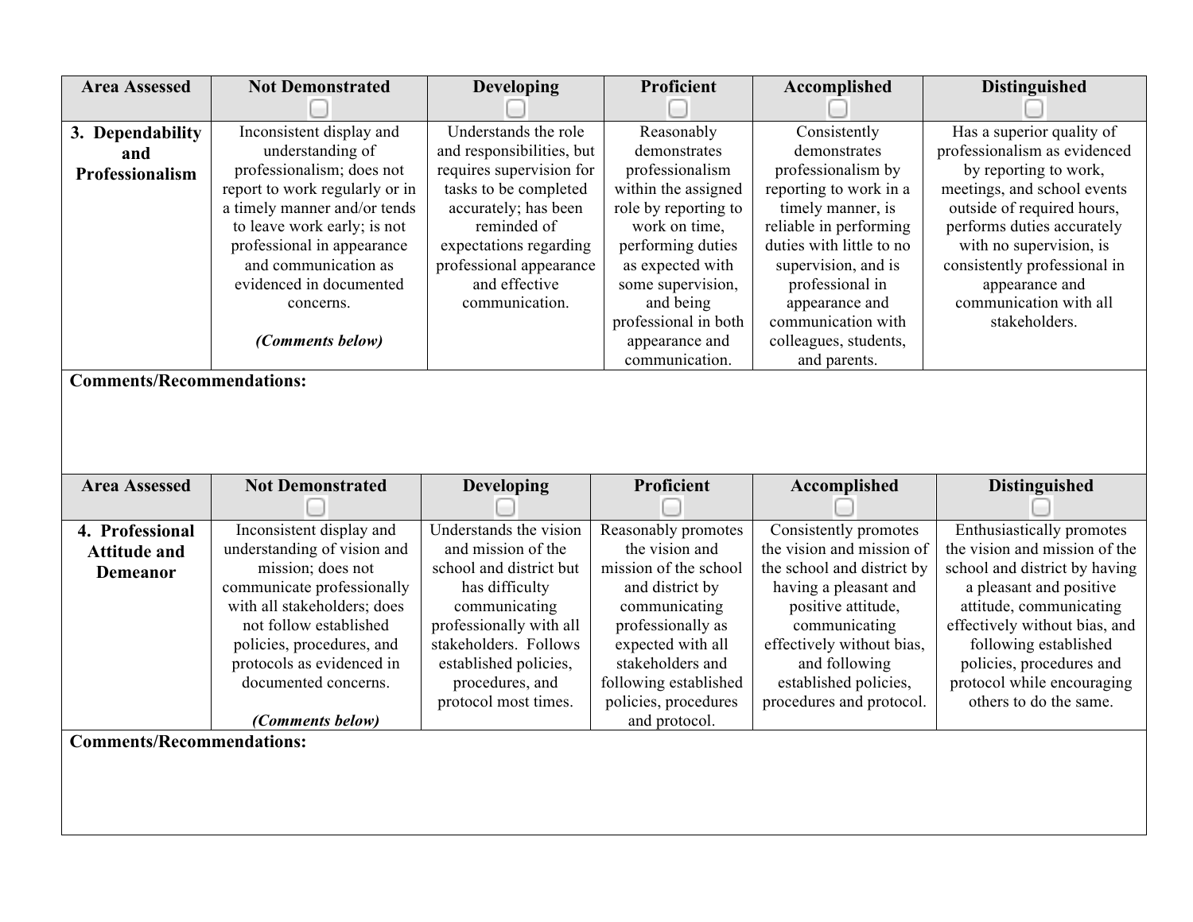| Area Assessed | Not Demonstrated | Developing | Proficient | Accomplished | Distinguished |
|---|---|---|---|---|---|
| **3. Dependability and Professionalism** | Inconsistent display and understanding of professionalism; does not report to work regularly or in a timely manner and/or tends to leave work early; is not professional in appearance and communication as evidenced in documented concerns. ***(Comments below)*** | Understands the role and responsibilities, but requires supervision for tasks to be completed accurately; has been reminded of expectations regarding professional appearance and effective communication. | Reasonably demonstrates professionalism within the assigned role by reporting to work on time, performing duties as expected with some supervision, and being professional in both appearance and communication. | Consistently demonstrates professionalism by reporting to work in a timely manner, is reliable in performing duties with little to no supervision, and is professional in appearance and communication with colleagues, students, and parents. | Has a superior quality of professionalism as evidenced by reporting to work, meetings, and school events outside of required hours, performs duties accurately with no supervision, is consistently professional in appearance and communication with all stakeholders. |

**Comments/Recommendations:**

| Area Assessed | Not Demonstrated | Developing | Proficient | Accomplished | Distinguished |
|---|---|---|---|---|---|
| **4. Professional Attitude and Demeanor** | Inconsistent display and understanding of vision and mission; does not communicate professionally with all stakeholders; does not follow established policies, procedures, and protocols as evidenced in documented concerns. ***(Comments below)*** | Understands the vision and mission of the school and district but has difficulty communicating professionally with all stakeholders. Follows established policies, procedures, and protocol most times. | Reasonably promotes the vision and mission of the school and district by communicating professionally as expected with all stakeholders and following established policies, procedures and protocol. | Consistently promotes the vision and mission of the school and district by having a pleasant and positive attitude, communicating effectively without bias, and following established policies, procedures and protocol. | Enthusiastically promotes the vision and mission of the school and district by having a pleasant and positive attitude, communicating effectively without bias, and following established policies, procedures and protocol while encouraging others to do the same. |

**Comments/Recommendations:**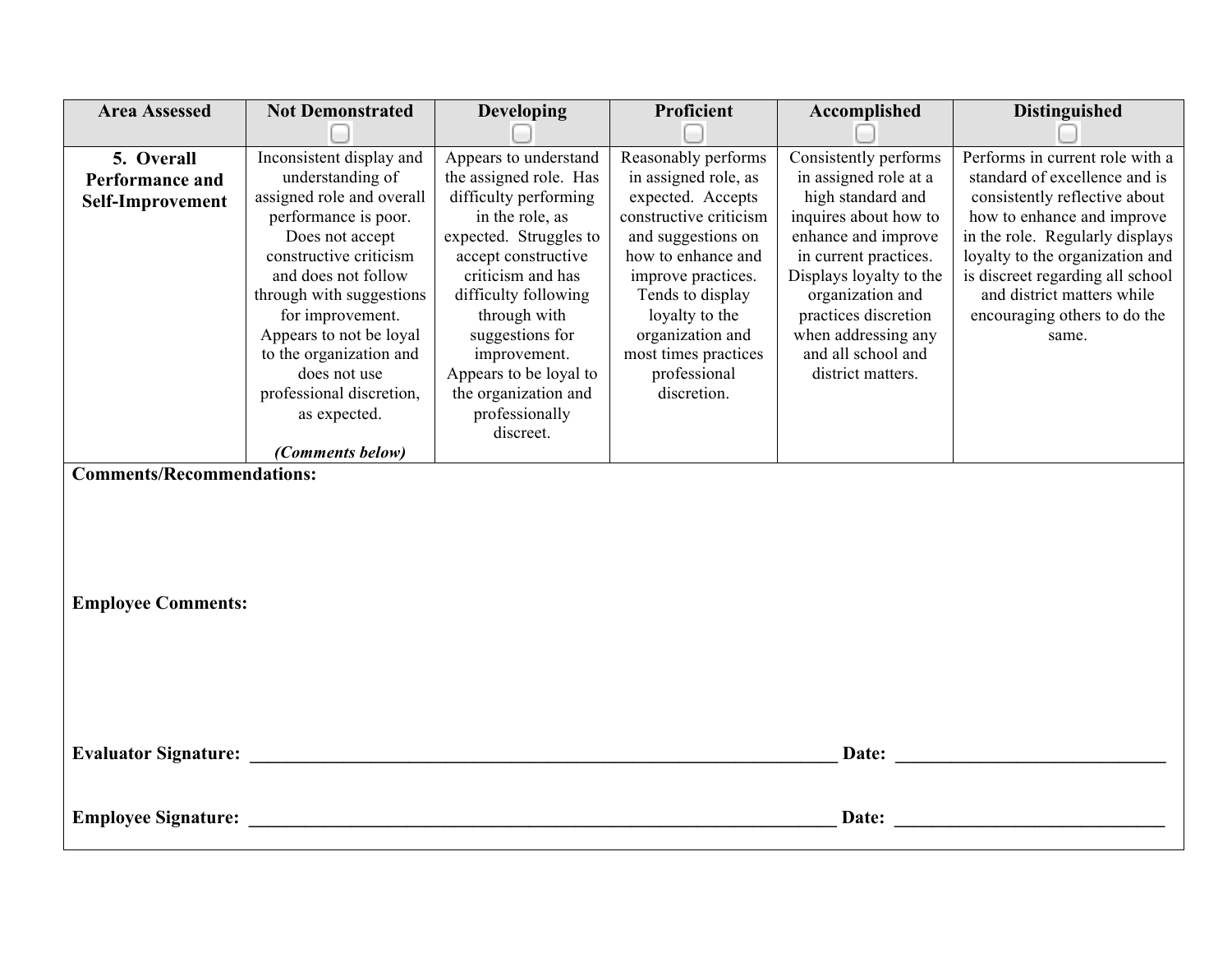| Area Assessed | Not Demonstrated ☐ | Developing ☐ | Proficient ☐ | Accomplished ☐ | Distinguished ☐ |
|---|---|---|---|---|---|
| **5. Overall Performance and Self-Improvement** | Inconsistent display and understanding of assigned role and overall performance is poor. Does not accept constructive criticism and does not follow through with suggestions for improvement. Appears to not be loyal to the organization and does not use professional discretion, as expected. ***(Comments below)*** | Appears to understand the assigned role. Has difficulty performing in the role, as expected. Struggles to accept constructive criticism and has difficulty following through with suggestions for improvement. Appears to be loyal to the organization and professionally discreet. | Reasonably performs in assigned role, as expected. Accepts constructive criticism and suggestions on how to enhance and improve practices. Tends to display loyalty to the organization and most times practices professional discretion. | Consistently performs in assigned role at a high standard and inquires about how to enhance and improve in current practices. Displays loyalty to the organization and practices discretion when addressing any and all school and district matters. | Performs in current role with a standard of excellence and is consistently reflective about how to enhance and improve in the role. Regularly displays loyalty to the organization and is discreet regarding all school and district matters while encouraging others to do the same. |

**Comments/Recommendations:**

**Employee Comments:**

**Evaluator Signature:** ______________________________ **Date:** ______________

**Employee Signature:** ______________________________ **Date:** ______________